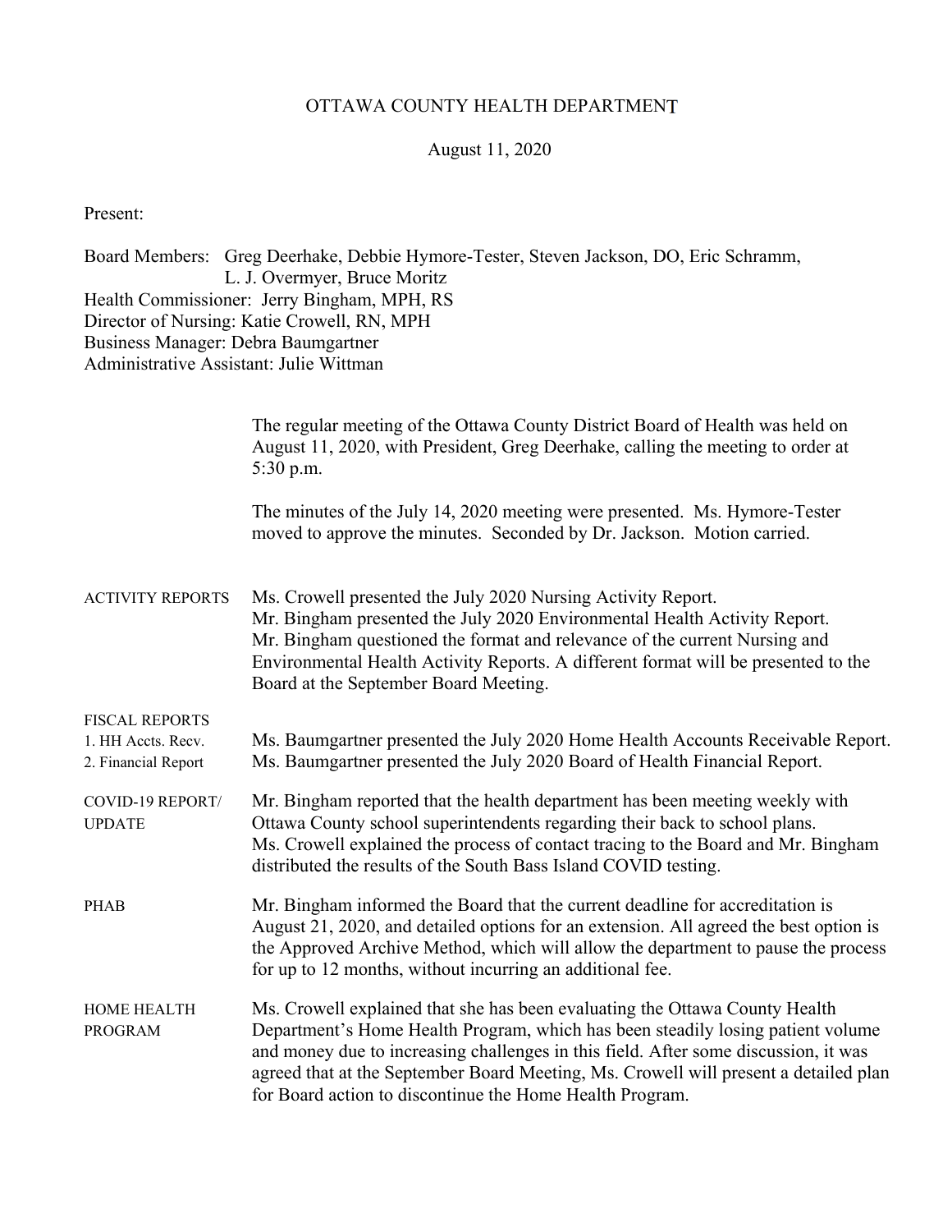# OTTAWA COUNTY HEALTH DEPARTMENT

August 11, 2020

Present:

Board Members: Greg Deerhake, Debbie Hymore-Tester, Steven Jackson, DO, Eric Schramm, L. J. Overmyer, Bruce Moritz
Health Commissioner: Jerry Bingham, MPH, RS
Director of Nursing: Katie Crowell, RN, MPH
Business Manager: Debra Baumgartner
Administrative Assistant: Julie Wittman

The regular meeting of the Ottawa County District Board of Health was held on August 11, 2020, with President, Greg Deerhake, calling the meeting to order at 5:30 p.m.

The minutes of the July 14, 2020 meeting were presented. Ms. Hymore-Tester moved to approve the minutes. Seconded by Dr. Jackson. Motion carried.

**ACTIVITY REPORTS**

Ms. Crowell presented the July 2020 Nursing Activity Report.
Mr. Bingham presented the July 2020 Environmental Health Activity Report.
Mr. Bingham questioned the format and relevance of the current Nursing and Environmental Health Activity Reports. A different format will be presented to the Board at the September Board Meeting.

**FISCAL REPORTS**
1. HH Accts. Recv.
2. Financial Report

Ms. Baumgartner presented the July 2020 Home Health Accounts Receivable Report.
Ms. Baumgartner presented the July 2020 Board of Health Financial Report.

**COVID-19 REPORT/ UPDATE**

Mr. Bingham reported that the health department has been meeting weekly with Ottawa County school superintendents regarding their back to school plans.
Ms. Crowell explained the process of contact tracing to the Board and Mr. Bingham distributed the results of the South Bass Island COVID testing.

**PHAB**

Mr. Bingham informed the Board that the current deadline for accreditation is August 21, 2020, and detailed options for an extension. All agreed the best option is the Approved Archive Method, which will allow the department to pause the process for up to 12 months, without incurring an additional fee.

**HOME HEALTH PROGRAM**

Ms. Crowell explained that she has been evaluating the Ottawa County Health Department's Home Health Program, which has been steadily losing patient volume and money due to increasing challenges in this field. After some discussion, it was agreed that at the September Board Meeting, Ms. Crowell will present a detailed plan for Board action to discontinue the Home Health Program.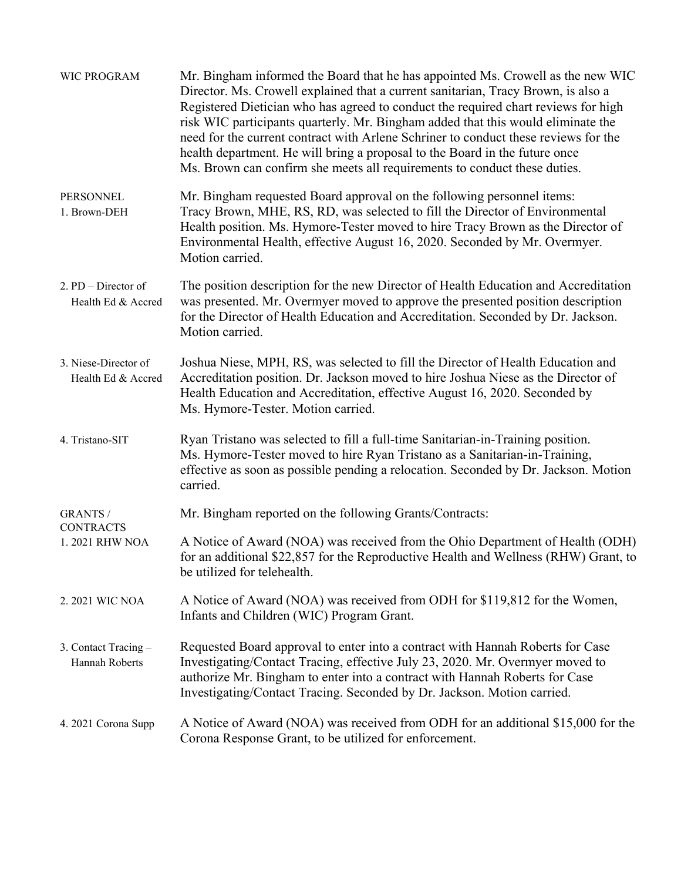**WIC PROGRAM**

Mr. Bingham informed the Board that he has appointed Ms. Crowell as the new WIC Director. Ms. Crowell explained that a current sanitarian, Tracy Brown, is also a Registered Dietician who has agreed to conduct the required chart reviews for high risk WIC participants quarterly. Mr. Bingham added that this would eliminate the need for the current contract with Arlene Schriner to conduct these reviews for the health department. He will bring a proposal to the Board in the future once Ms. Brown can confirm she meets all requirements to conduct these duties.

**PERSONNEL**

Mr. Bingham requested Board approval on the following personnel items:

**1. Brown-DEH**

Tracy Brown, MHE, RS, RD, was selected to fill the Director of Environmental Health position. Ms. Hymore-Tester moved to hire Tracy Brown as the Director of Environmental Health, effective August 16, 2020. Seconded by Mr. Overmyer. Motion carried.

**2. PD – Director of Health Ed & Accred**

The position description for the new Director of Health Education and Accreditation was presented. Mr. Overmyer moved to approve the presented position description for the Director of Health Education and Accreditation. Seconded by Dr. Jackson. Motion carried.

**3. Niese-Director of Health Ed & Accred**

Joshua Niese, MPH, RS, was selected to fill the Director of Health Education and Accreditation position. Dr. Jackson moved to hire Joshua Niese as the Director of Health Education and Accreditation, effective August 16, 2020. Seconded by Ms. Hymore-Tester. Motion carried.

**4. Tristano-SIT**

Ryan Tristano was selected to fill a full-time Sanitarian-in-Training position. Ms. Hymore-Tester moved to hire Ryan Tristano as a Sanitarian-in-Training, effective as soon as possible pending a relocation. Seconded by Dr. Jackson. Motion carried.

**GRANTS / CONTRACTS**

Mr. Bingham reported on the following Grants/Contracts:

**1. 2021 RHW NOA**

A Notice of Award (NOA) was received from the Ohio Department of Health (ODH) for an additional $22,857 for the Reproductive Health and Wellness (RHW) Grant, to be utilized for telehealth.

**2. 2021 WIC NOA**

A Notice of Award (NOA) was received from ODH for $119,812 for the Women, Infants and Children (WIC) Program Grant.

**3. Contact Tracing – Hannah Roberts**

Requested Board approval to enter into a contract with Hannah Roberts for Case Investigating/Contact Tracing, effective July 23, 2020. Mr. Overmyer moved to authorize Mr. Bingham to enter into a contract with Hannah Roberts for Case Investigating/Contact Tracing. Seconded by Dr. Jackson. Motion carried.

**4. 2021 Corona Supp**

A Notice of Award (NOA) was received from ODH for an additional $15,000 for the Corona Response Grant, to be utilized for enforcement.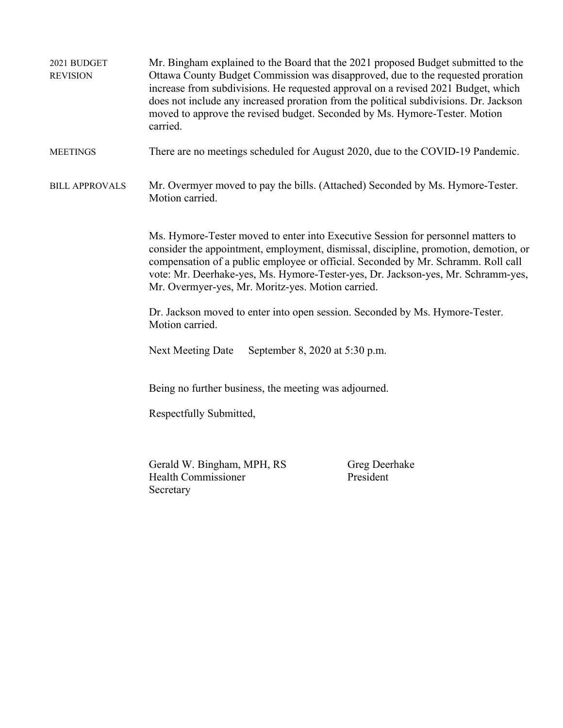**2021 BUDGET REVISION** Mr. Bingham explained to the Board that the 2021 proposed Budget submitted to the Ottawa County Budget Commission was disapproved, due to the requested proration increase from subdivisions. He requested approval on a revised 2021 Budget, which does not include any increased proration from the political subdivisions. Dr. Jackson moved to approve the revised budget. Seconded by Ms. Hymore-Tester. Motion carried.

**MEETINGS** There are no meetings scheduled for August 2020, due to the COVID-19 Pandemic.

**BILL APPROVALS** Mr. Overmyer moved to pay the bills. (Attached) Seconded by Ms. Hymore-Tester. Motion carried.

Ms. Hymore-Tester moved to enter into Executive Session for personnel matters to consider the appointment, employment, dismissal, discipline, promotion, demotion, or compensation of a public employee or official. Seconded by Mr. Schramm. Roll call vote: Mr. Deerhake-yes, Ms. Hymore-Tester-yes, Dr. Jackson-yes, Mr. Schramm-yes, Mr. Overmyer-yes, Mr. Moritz-yes. Motion carried.

Dr. Jackson moved to enter into open session. Seconded by Ms. Hymore-Tester. Motion carried.

Next Meeting Date September 8, 2020 at 5:30 p.m.

Being no further business, the meeting was adjourned.

Respectfully Submitted,

Gerald W. Bingham, MPH, RS
Health Commissioner
Secretary

Greg Deerhake
President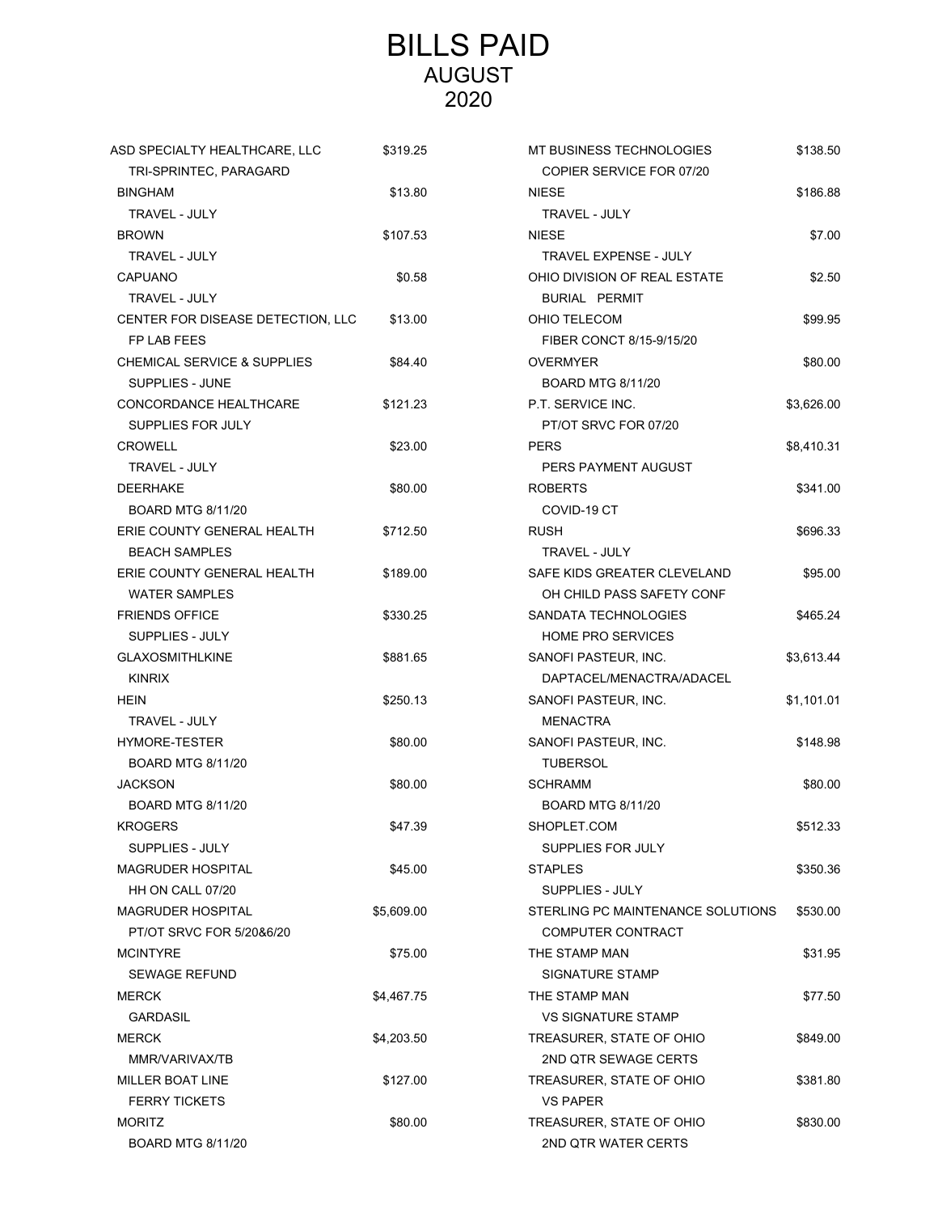# BILLS PAID
## AUGUST
## 2020

| Vendor / Description | Amount |
|---|---|
| ASD SPECIALTY HEALTHCARE, LLC<br>TRI-SPRINTEC, PARAGARD | $319.25 |
| BINGHAM<br>TRAVEL - JULY | $13.80 |
| BROWN<br>TRAVEL - JULY | $107.53 |
| CAPUANO<br>TRAVEL - JULY | $0.58 |
| CENTER FOR DISEASE DETECTION, LLC<br>FP LAB FEES | $13.00 |
| CHEMICAL SERVICE & SUPPLIES<br>SUPPLIES - JUNE | $84.40 |
| CONCORDANCE HEALTHCARE<br>SUPPLIES FOR JULY | $121.23 |
| CROWELL<br>TRAVEL - JULY | $23.00 |
| DEERHAKE<br>BOARD MTG 8/11/20 | $80.00 |
| ERIE COUNTY GENERAL HEALTH<br>BEACH SAMPLES | $712.50 |
| ERIE COUNTY GENERAL HEALTH<br>WATER SAMPLES | $189.00 |
| FRIENDS OFFICE<br>SUPPLIES - JULY | $330.25 |
| GLAXOSMITHKLINE<br>KINRIX | $881.65 |
| HEIN<br>TRAVEL - JULY | $250.13 |
| HYMORE-TESTER<br>BOARD MTG 8/11/20 | $80.00 |
| JACKSON<br>BOARD MTG 8/11/20 | $80.00 |
| KROGERS<br>SUPPLIES - JULY | $47.39 |
| MAGRUDER HOSPITAL<br>HH ON CALL 07/20 | $45.00 |
| MAGRUDER HOSPITAL<br>PT/OT SRVC FOR 5/20&6/20 | $5,609.00 |
| MCINTYRE<br>SEWAGE REFUND | $75.00 |
| MERCK<br>GARDASIL | $4,467.75 |
| MERCK<br>MMR/VARIVAX/TB | $4,203.50 |
| MILLER BOAT LINE<br>FERRY TICKETS | $127.00 |
| MORITZ<br>BOARD MTG 8/11/20 | $80.00 |
| MT BUSINESS TECHNOLOGIES<br>COPIER SERVICE FOR 07/20 | $138.50 |
| NIESE<br>TRAVEL - JULY | $186.88 |
| NIESE<br>TRAVEL EXPENSE - JULY | $7.00 |
| OHIO DIVISION OF REAL ESTATE<br>BURIAL PERMIT | $2.50 |
| OHIO TELECOM<br>FIBER CONCT 8/15-9/15/20 | $99.95 |
| OVERMYER<br>BOARD MTG 8/11/20 | $80.00 |
| P.T. SERVICE INC.<br>PT/OT SRVC FOR 07/20 | $3,626.00 |
| PERS<br>PERS PAYMENT AUGUST | $8,410.31 |
| ROBERTS<br>COVID-19 CT | $341.00 |
| RUSH<br>TRAVEL - JULY | $696.33 |
| SAFE KIDS GREATER CLEVELAND<br>OH CHILD PASS SAFETY CONF | $95.00 |
| SANDATA TECHNOLOGIES<br>HOME PRO SERVICES | $465.24 |
| SANOFI PASTEUR, INC.<br>DAPTACEL/MENACTRA/ADACEL | $3,613.44 |
| SANOFI PASTEUR, INC.<br>MENACTRA | $1,101.01 |
| SANOFI PASTEUR, INC.<br>TUBERSOL | $148.98 |
| SCHRAMM<br>BOARD MTG 8/11/20 | $80.00 |
| SHOPLET.COM<br>SUPPLIES FOR JULY | $512.33 |
| STAPLES<br>SUPPLIES - JULY | $350.36 |
| STERLING PC MAINTENANCE SOLUTIONS<br>COMPUTER CONTRACT | $530.00 |
| THE STAMP MAN<br>SIGNATURE STAMP | $31.95 |
| THE STAMP MAN<br>VS SIGNATURE STAMP | $77.50 |
| TREASURER, STATE OF OHIO<br>2ND QTR SEWAGE CERTS | $849.00 |
| TREASURER, STATE OF OHIO<br>VS PAPER | $381.80 |
| TREASURER, STATE OF OHIO<br>2ND QTR WATER CERTS | $830.00 |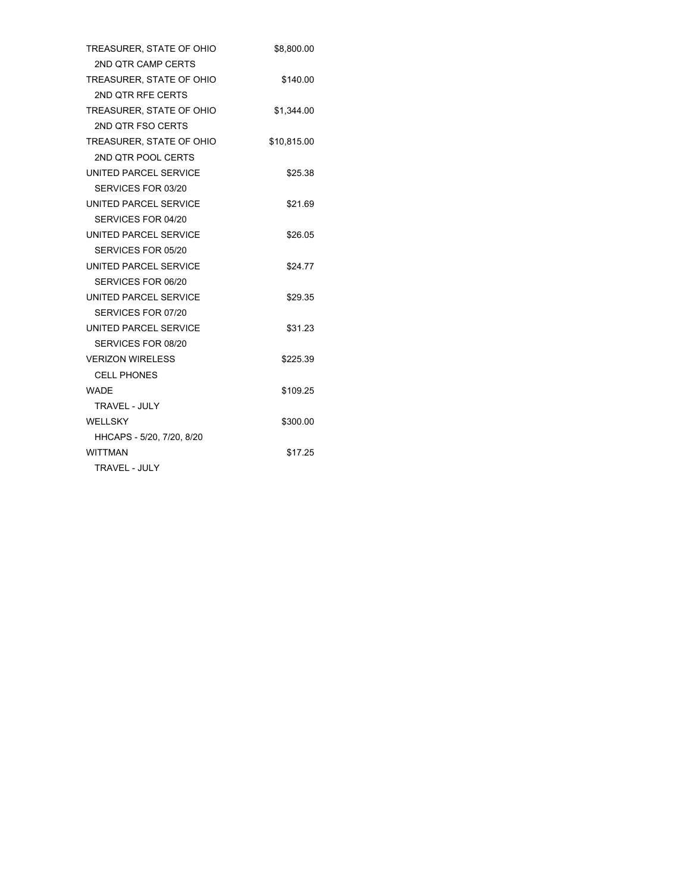| | |
|---|---|
| TREASURER, STATE OF OHIO | $8,800.00 |
| 2ND QTR CAMP CERTS | |
| TREASURER, STATE OF OHIO | $140.00 |
| 2ND QTR RFE CERTS | |
| TREASURER, STATE OF OHIO | $1,344.00 |
| 2ND QTR FSO CERTS | |
| TREASURER, STATE OF OHIO | $10,815.00 |
| 2ND QTR POOL CERTS | |
| UNITED PARCEL SERVICE | $25.38 |
| SERVICES FOR 03/20 | |
| UNITED PARCEL SERVICE | $21.69 |
| SERVICES FOR 04/20 | |
| UNITED PARCEL SERVICE | $26.05 |
| SERVICES FOR 05/20 | |
| UNITED PARCEL SERVICE | $24.77 |
| SERVICES FOR 06/20 | |
| UNITED PARCEL SERVICE | $29.35 |
| SERVICES FOR 07/20 | |
| UNITED PARCEL SERVICE | $31.23 |
| SERVICES FOR 08/20 | |
| VERIZON WIRELESS | $225.39 |
| CELL PHONES | |
| WADE | $109.25 |
| TRAVEL - JULY | |
| WELLSKY | $300.00 |
| HHCAPS - 5/20, 7/20, 8/20 | |
| WITTMAN | $17.25 |
| TRAVEL - JULY | |